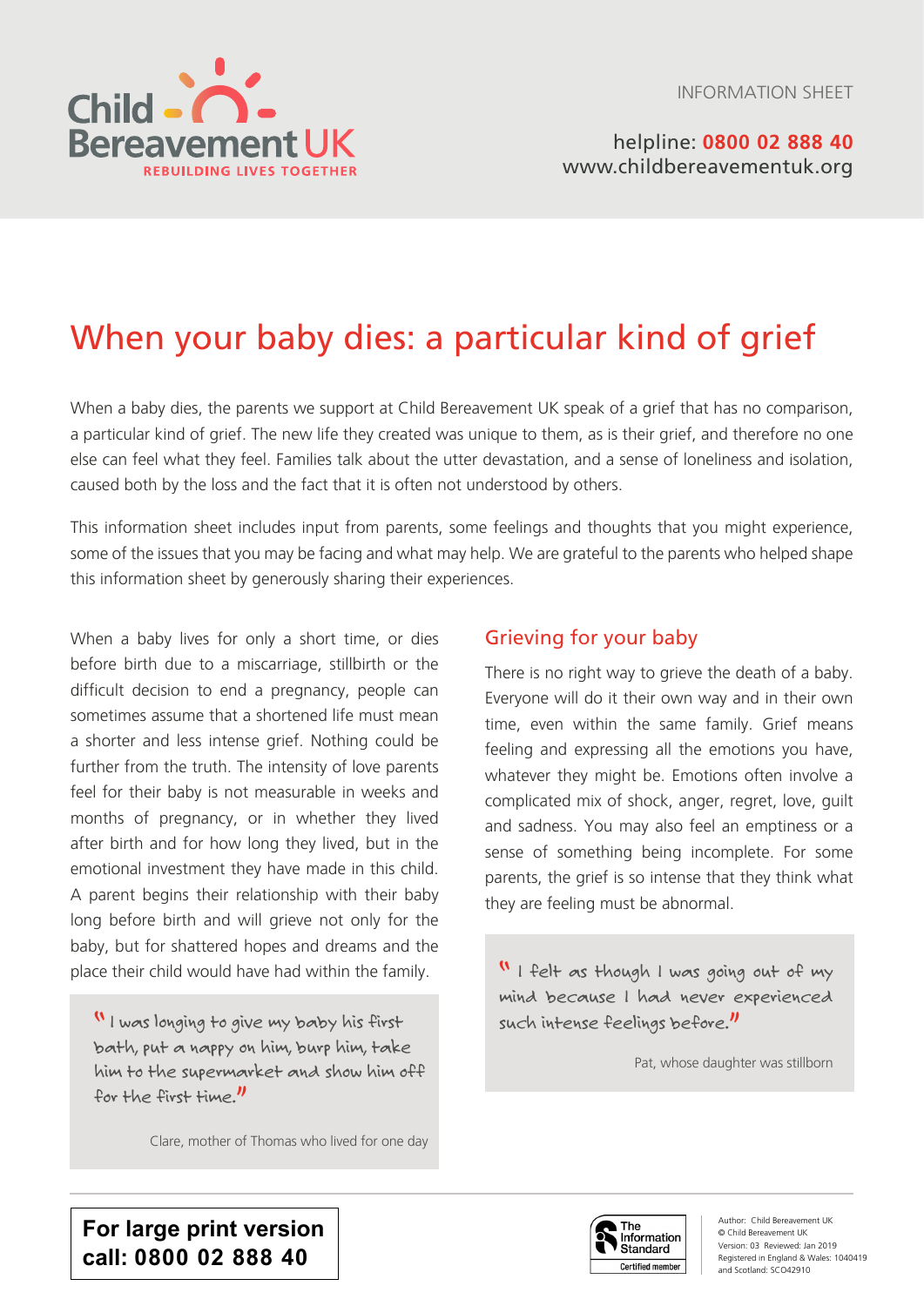INFORMATION SHEET

helpline: **0800 02 888 40**
www.childbereavementuk.org

# When your baby dies: a particular kind of grief

When a baby dies, the parents we support at Child Bereavement UK speak of a grief that has no comparison, a particular kind of grief. The new life they created was unique to them, as is their grief, and therefore no one else can feel what they feel. Families talk about the utter devastation, and a sense of loneliness and isolation, caused both by the loss and the fact that it is often not understood by others.

This information sheet includes input from parents, some feelings and thoughts that you might experience, some of the issues that you may be facing and what may help. We are grateful to the parents who helped shape this information sheet by generously sharing their experiences.

When a baby lives for only a short time, or dies before birth due to a miscarriage, stillbirth or the difficult decision to end a pregnancy, people can sometimes assume that a shortened life must mean a shorter and less intense grief. Nothing could be further from the truth. The intensity of love parents feel for their baby is not measurable in weeks and months of pregnancy, or in whether they lived after birth and for how long they lived, but in the emotional investment they have made in this child. A parent begins their relationship with their baby long before birth and will grieve not only for the baby, but for shattered hopes and dreams and the place their child would have had within the family.

> "I was longing to give my baby his first bath, put a nappy on him, burp him, take him to the supermarket and show him off for the first time."
>
> Clare, mother of Thomas who lived for one day

## Grieving for your baby

There is no right way to grieve the death of a baby. Everyone will do it their own way and in their own time, even within the same family. Grief means feeling and expressing all the emotions you have, whatever they might be. Emotions often involve a complicated mix of shock, anger, regret, love, guilt and sadness. You may also feel an emptiness or a sense of something being incomplete. For some parents, the grief is so intense that they think what they are feeling must be abnormal.

> "I felt as though I was going out of my mind because I had never experienced such intense feelings before."
>
> Pat, whose daughter was stillborn

**For large print version call: 0800 02 888 40**

Author: Child Bereavement UK
© Child Bereavement UK
Version: 03 Reviewed: Jan 2019
Registered in England & Wales: 1040419 and Scotland: SCO42910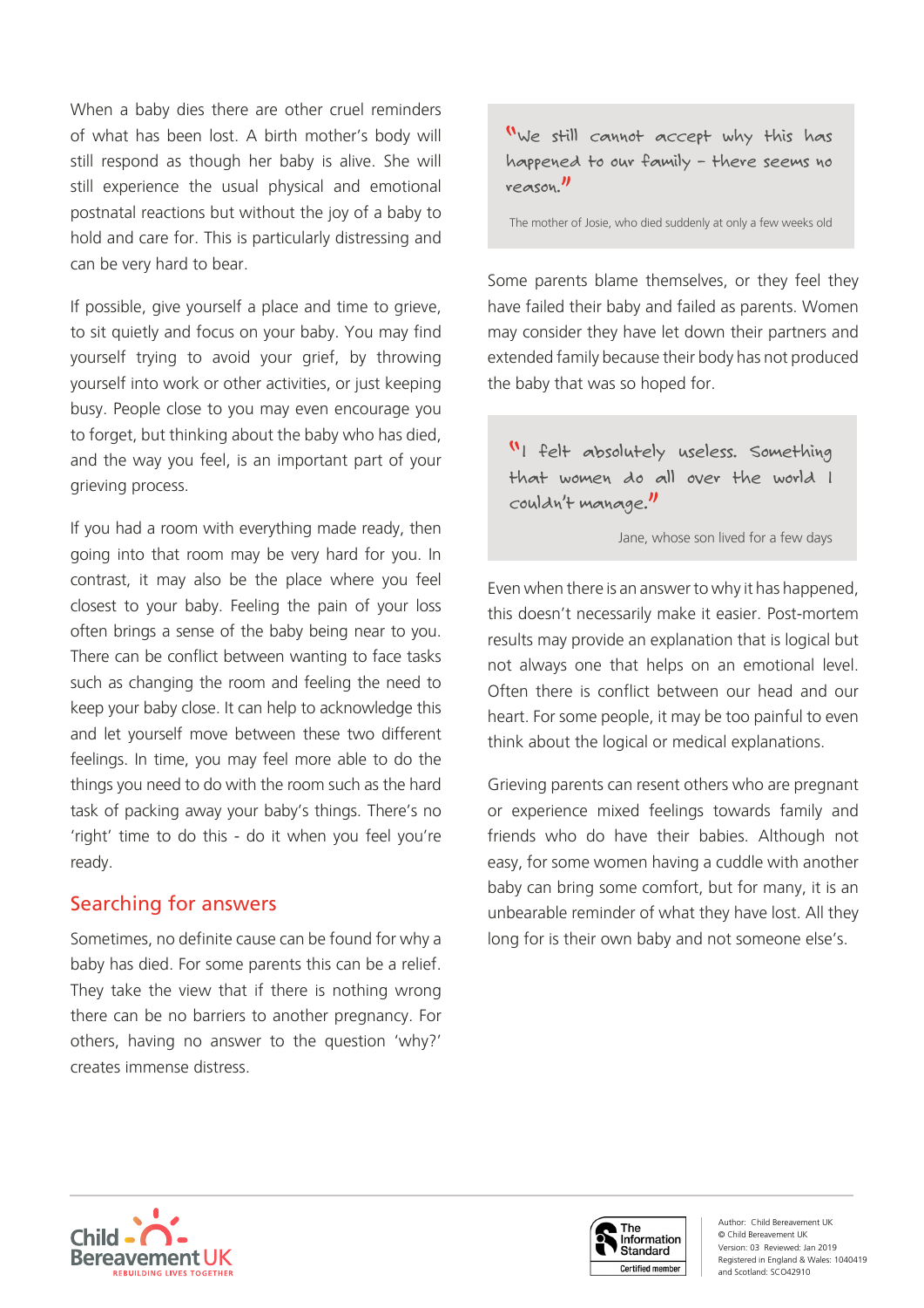When a baby dies there are other cruel reminders of what has been lost. A birth mother's body will still respond as though her baby is alive. She will still experience the usual physical and emotional postnatal reactions but without the joy of a baby to hold and care for. This is particularly distressing and can be very hard to bear.

If possible, give yourself a place and time to grieve, to sit quietly and focus on your baby. You may find yourself trying to avoid your grief, by throwing yourself into work or other activities, or just keeping busy. People close to you may even encourage you to forget, but thinking about the baby who has died, and the way you feel, is an important part of your grieving process.

If you had a room with everything made ready, then going into that room may be very hard for you. In contrast, it may also be the place where you feel closest to your baby. Feeling the pain of your loss often brings a sense of the baby being near to you. There can be conflict between wanting to face tasks such as changing the room and feeling the need to keep your baby close. It can help to acknowledge this and let yourself move between these two different feelings. In time, you may feel more able to do the things you need to do with the room such as the hard task of packing away your baby's things. There's no 'right' time to do this - do it when you feel you're ready.

## Searching for answers

Sometimes, no definite cause can be found for why a baby has died. For some parents this can be a relief. They take the view that if there is nothing wrong there can be no barriers to another pregnancy. For others, having no answer to the question 'why?' creates immense distress.

> "We still cannot accept why this has happened to our family – there seems no reason."
>
> The mother of Josie, who died suddenly at only a few weeks old

Some parents blame themselves, or they feel they have failed their baby and failed as parents. Women may consider they have let down their partners and extended family because their body has not produced the baby that was so hoped for.

> "I felt absolutely useless. Something that women do all over the world I couldn't manage."
>
> Jane, whose son lived for a few days

Even when there is an answer to why it has happened, this doesn't necessarily make it easier. Post-mortem results may provide an explanation that is logical but not always one that helps on an emotional level. Often there is conflict between our head and our heart. For some people, it may be too painful to even think about the logical or medical explanations.

Grieving parents can resent others who are pregnant or experience mixed feelings towards family and friends who do have their babies. Although not easy, for some women having a cuddle with another baby can bring some comfort, but for many, it is an unbearable reminder of what they have lost. All they long for is their own baby and not someone else's.

Author: Child Bereavement UK
© Child Bereavement UK
Version: 03 Reviewed: Jan 2019
Registered in England & Wales: 1040419 and Scotland: SCO42910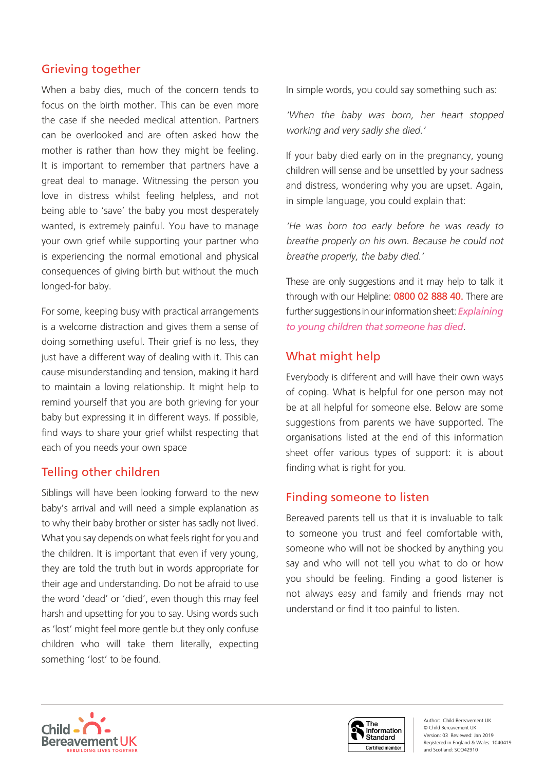## Grieving together

When a baby dies, much of the concern tends to focus on the birth mother. This can be even more the case if she needed medical attention. Partners can be overlooked and are often asked how the mother is rather than how they might be feeling. It is important to remember that partners have a great deal to manage. Witnessing the person you love in distress whilst feeling helpless, and not being able to 'save' the baby you most desperately wanted, is extremely painful. You have to manage your own grief while supporting your partner who is experiencing the normal emotional and physical consequences of giving birth but without the much longed-for baby.

For some, keeping busy with practical arrangements is a welcome distraction and gives them a sense of doing something useful. Their grief is no less, they just have a different way of dealing with it. This can cause misunderstanding and tension, making it hard to maintain a loving relationship. It might help to remind yourself that you are both grieving for your baby but expressing it in different ways. If possible, find ways to share your grief whilst respecting that each of you needs your own space

## Telling other children

Siblings will have been looking forward to the new baby's arrival and will need a simple explanation as to why their baby brother or sister has sadly not lived. What you say depends on what feels right for you and the children. It is important that even if very young, they are told the truth but in words appropriate for their age and understanding. Do not be afraid to use the word 'dead' or 'died', even though this may feel harsh and upsetting for you to say. Using words such as 'lost' might feel more gentle but they only confuse children who will take them literally, expecting something 'lost' to be found.

In simple words, you could say something such as:

*'When the baby was born, her heart stopped working and very sadly she died.'*

If your baby died early on in the pregnancy, young children will sense and be unsettled by your sadness and distress, wondering why you are upset. Again, in simple language, you could explain that:

*'He was born too early before he was ready to breathe properly on his own. Because he could not breathe properly, the baby died.'*

These are only suggestions and it may help to talk it through with our Helpline: 0800 02 888 40. There are further suggestions in our information sheet: *Explaining to young children that someone has died*.

## What might help

Everybody is different and will have their own ways of coping. What is helpful for one person may not be at all helpful for someone else. Below are some suggestions from parents we have supported. The organisations listed at the end of this information sheet offer various types of support: it is about finding what is right for you.

## Finding someone to listen

Bereaved parents tell us that it is invaluable to talk to someone you trust and feel comfortable with, someone who will not be shocked by anything you say and who will not tell you what to do or how you should be feeling. Finding a good listener is not always easy and family and friends may not understand or find it too painful to listen.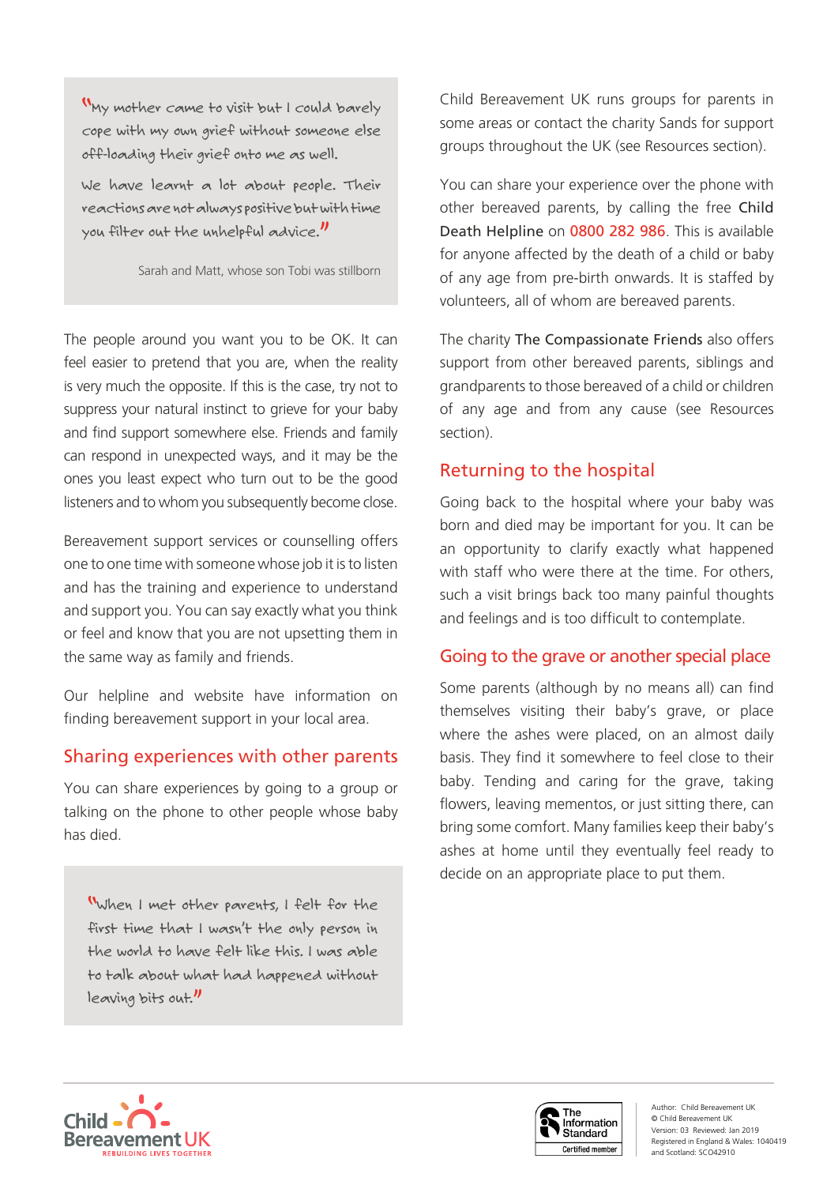> "My mother came to visit but I could barely cope with my own grief without someone else off-loading their grief onto me as well.
>
> We have learnt a lot about people. Their reactions are not always positive but with time you filter out the unhelpful advice."
>
> Sarah and Matt, whose son Tobi was stillborn

The people around you want you to be OK. It can feel easier to pretend that you are, when the reality is very much the opposite. If this is the case, try not to suppress your natural instinct to grieve for your baby and find support somewhere else. Friends and family can respond in unexpected ways, and it may be the ones you least expect who turn out to be the good listeners and to whom you subsequently become close.

Bereavement support services or counselling offers one to one time with someone whose job it is to listen and has the training and experience to understand and support you. You can say exactly what you think or feel and know that you are not upsetting them in the same way as family and friends.

Our helpline and website have information on finding bereavement support in your local area.

## Sharing experiences with other parents

You can share experiences by going to a group or talking on the phone to other people whose baby has died.

> "When I met other parents, I felt for the first time that I wasn't the only person in the world to have felt like this. I was able to talk about what had happened without leaving bits out."

Child Bereavement UK runs groups for parents in some areas or contact the charity Sands for support groups throughout the UK (see Resources section).

You can share your experience over the phone with other bereaved parents, by calling the free **Child Death Helpline** on **0800 282 986**. This is available for anyone affected by the death of a child or baby of any age from pre-birth onwards. It is staffed by volunteers, all of whom are bereaved parents.

The charity **The Compassionate Friends** also offers support from other bereaved parents, siblings and grandparents to those bereaved of a child or children of any age and from any cause (see Resources section).

## Returning to the hospital

Going back to the hospital where your baby was born and died may be important for you. It can be an opportunity to clarify exactly what happened with staff who were there at the time. For others, such a visit brings back too many painful thoughts and feelings and is too difficult to contemplate.

## Going to the grave or another special place

Some parents (although by no means all) can find themselves visiting their baby's grave, or place where the ashes were placed, on an almost daily basis. They find it somewhere to feel close to their baby. Tending and caring for the grave, taking flowers, leaving mementos, or just sitting there, can bring some comfort. Many families keep their baby's ashes at home until they eventually feel ready to decide on an appropriate place to put them.

Child Bereavement UK
REBUILDING LIVES TOGETHER

The Information Standard
Certified member

Author: Child Bereavement UK
© Child Bereavement UK
Version: 03 Reviewed: Jan 2019
Registered in England & Wales: 1040419
and Scotland: SC042910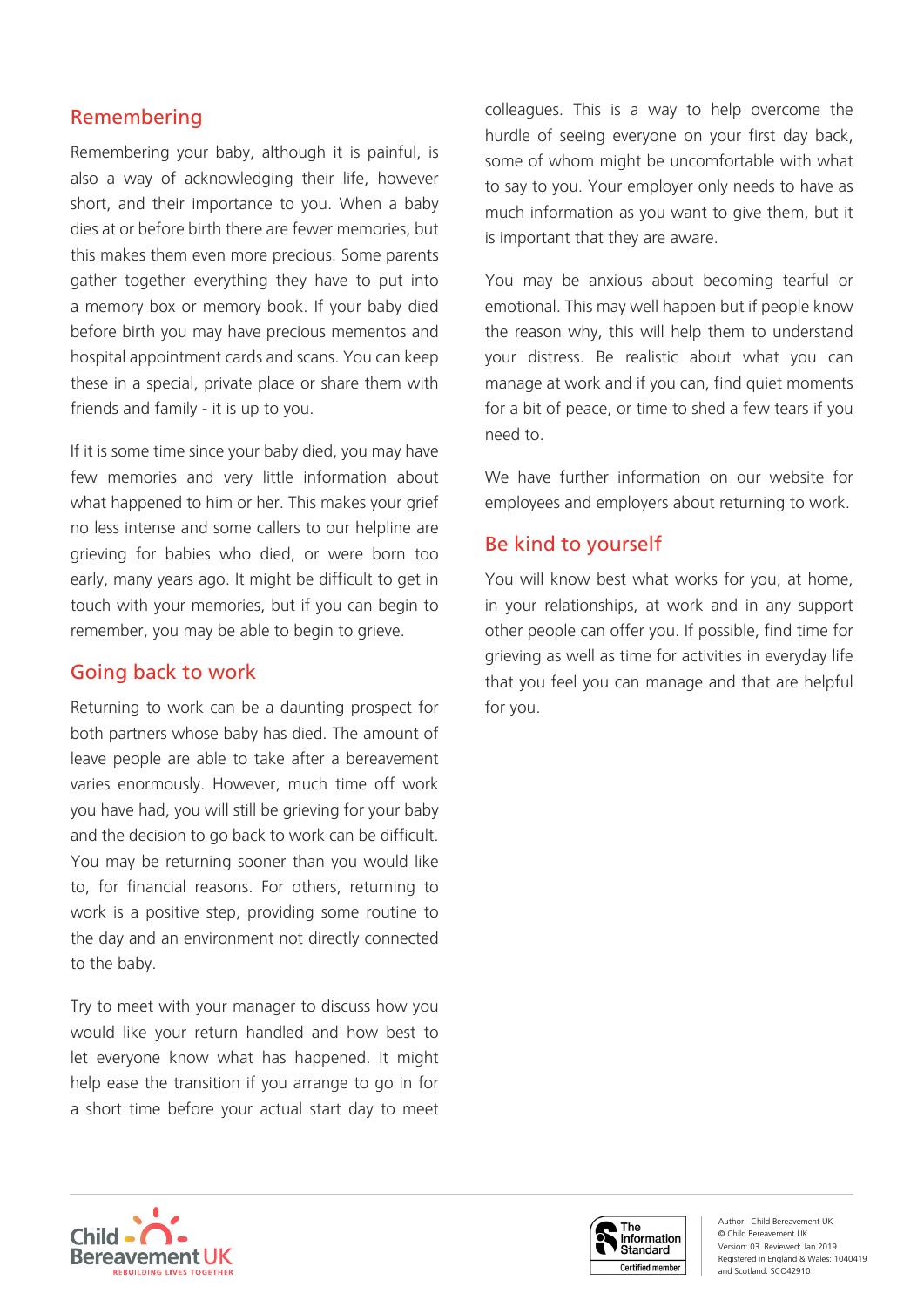## Remembering

Remembering your baby, although it is painful, is also a way of acknowledging their life, however short, and their importance to you. When a baby dies at or before birth there are fewer memories, but this makes them even more precious. Some parents gather together everything they have to put into a memory box or memory book. If your baby died before birth you may have precious mementos and hospital appointment cards and scans. You can keep these in a special, private place or share them with friends and family - it is up to you.

If it is some time since your baby died, you may have few memories and very little information about what happened to him or her. This makes your grief no less intense and some callers to our helpline are grieving for babies who died, or were born too early, many years ago. It might be difficult to get in touch with your memories, but if you can begin to remember, you may be able to begin to grieve.

## Going back to work

Returning to work can be a daunting prospect for both partners whose baby has died. The amount of leave people are able to take after a bereavement varies enormously. However, much time off work you have had, you will still be grieving for your baby and the decision to go back to work can be difficult. You may be returning sooner than you would like to, for financial reasons. For others, returning to work is a positive step, providing some routine to the day and an environment not directly connected to the baby.

Try to meet with your manager to discuss how you would like your return handled and how best to let everyone know what has happened. It might help ease the transition if you arrange to go in for a short time before your actual start day to meet colleagues. This is a way to help overcome the hurdle of seeing everyone on your first day back, some of whom might be uncomfortable with what to say to you. Your employer only needs to have as much information as you want to give them, but it is important that they are aware.

You may be anxious about becoming tearful or emotional. This may well happen but if people know the reason why, this will help them to understand your distress. Be realistic about what you can manage at work and if you can, find quiet moments for a bit of peace, or time to shed a few tears if you need to.

We have further information on our website for employees and employers about returning to work.

## Be kind to yourself

You will know best what works for you, at home, in your relationships, at work and in any support other people can offer you. If possible, find time for grieving as well as time for activities in everyday life that you feel you can manage and that are helpful for you.

Author: Child Bereavement UK
© Child Bereavement UK
Version: 03 Reviewed: Jan 2019
Registered in England & Wales: 1040419
and Scotland: SCO42910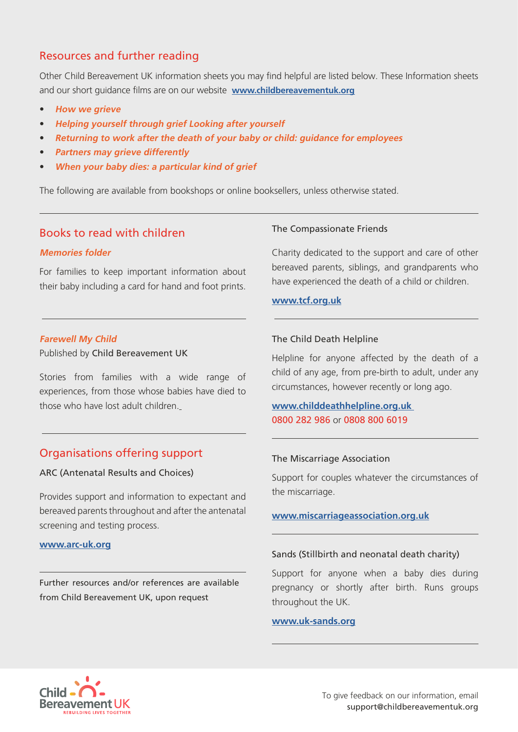## Resources and further reading

Other Child Bereavement UK information sheets you may find helpful are listed below. These Information sheets and our short guidance films are on our website **www.childbereavementuk.org**

- ***How we grieve***
- ***Helping yourself through grief Looking after yourself***
- ***Returning to work after the death of your baby or child: guidance for employees***
- ***Partners may grieve differently***
- ***When your baby dies: a particular kind of grief***

The following are available from bookshops or online booksellers, unless otherwise stated.

## Books to read with children

***Memories folder***

For families to keep important information about their baby including a card for hand and foot prints.

***Farewell My Child***
Published by Child Bereavement UK

Stories from families with a wide range of experiences, from those whose babies have died to those who have lost adult children.

## Organisations offering support

ARC (Antenatal Results and Choices)

Provides support and information to expectant and bereaved parents throughout and after the antenatal screening and testing process.

**www.arc-uk.org**

Further resources and/or references are available from Child Bereavement UK, upon request

The Compassionate Friends

Charity dedicated to the support and care of other bereaved parents, siblings, and grandparents who have experienced the death of a child or children.

**www.tcf.org.uk**

The Child Death Helpline

Helpline for anyone affected by the death of a child of any age, from pre-birth to adult, under any circumstances, however recently or long ago.

**www.childdeathhelpline.org.uk**
0800 282 986 or 0808 800 6019

The Miscarriage Association

Support for couples whatever the circumstances of the miscarriage.

**www.miscarriageassociation.org.uk**

Sands (Stillbirth and neonatal death charity)

Support for anyone when a baby dies during pregnancy or shortly after birth. Runs groups throughout the UK.

**www.uk-sands.org**

Child Bereavement UK
REBUILDING LIVES TOGETHER

To give feedback on our information, email support@childbereavementuk.org